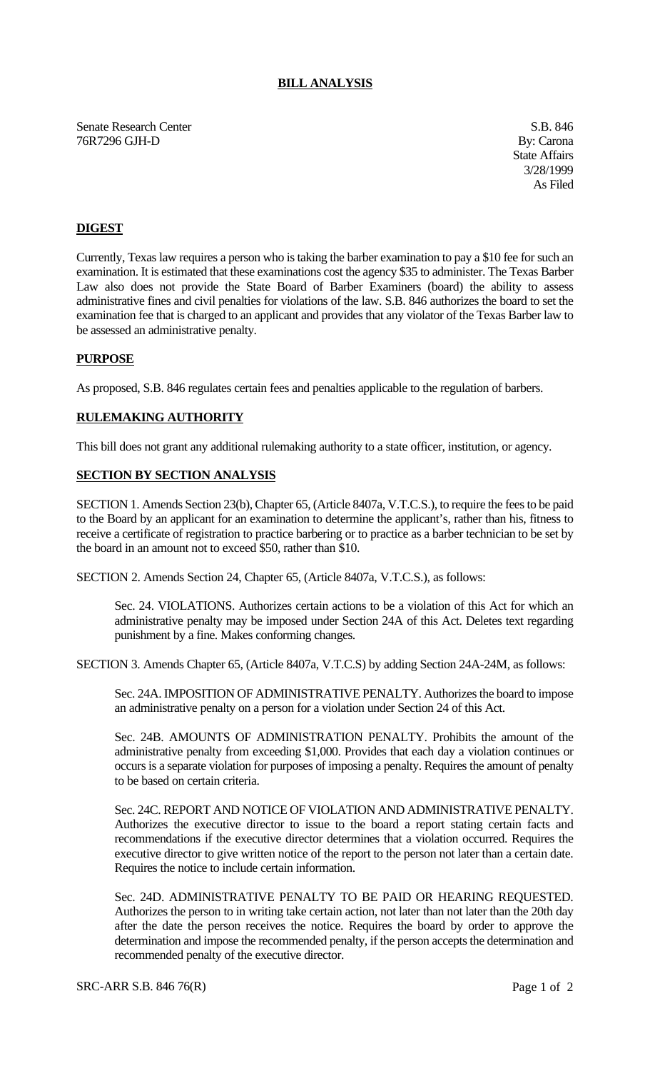# BILL ANALYSIS

Senate Research Center
76R7296 GJH-D

S.B. 846
By: Carona
State Affairs
3/28/1999
As Filed

## DIGEST

Currently, Texas law requires a person who is taking the barber examination to pay a $10 fee for such an examination. It is estimated that these examinations cost the agency $35 to administer. The Texas Barber Law also does not provide the State Board of Barber Examiners (board) the ability to assess administrative fines and civil penalties for violations of the law. S.B. 846 authorizes the board to set the examination fee that is charged to an applicant and provides that any violator of the Texas Barber law to be assessed an administrative penalty.

## PURPOSE

As proposed, S.B. 846 regulates certain fees and penalties applicable to the regulation of barbers.

## RULEMAKING AUTHORITY

This bill does not grant any additional rulemaking authority to a state officer, institution, or agency.

## SECTION BY SECTION ANALYSIS

SECTION 1. Amends Section 23(b), Chapter 65, (Article 8407a, V.T.C.S.), to require the fees to be paid to the Board by an applicant for an examination to determine the applicant's, rather than his, fitness to receive a certificate of registration to practice barbering or to practice as a barber technician to be set by the board in an amount not to exceed $50, rather than $10.

SECTION 2. Amends Section 24, Chapter 65, (Article 8407a, V.T.C.S.), as follows:

Sec. 24. VIOLATIONS. Authorizes certain actions to be a violation of this Act for which an administrative penalty may be imposed under Section 24A of this Act. Deletes text regarding punishment by a fine. Makes conforming changes.

SECTION 3. Amends Chapter 65, (Article 8407a, V.T.C.S) by adding Section 24A-24M, as follows:

Sec. 24A. IMPOSITION OF ADMINISTRATIVE PENALTY. Authorizes the board to impose an administrative penalty on a person for a violation under Section 24 of this Act.

Sec. 24B. AMOUNTS OF ADMINISTRATION PENALTY. Prohibits the amount of the administrative penalty from exceeding $1,000. Provides that each day a violation continues or occurs is a separate violation for purposes of imposing a penalty. Requires the amount of penalty to be based on certain criteria.

Sec. 24C. REPORT AND NOTICE OF VIOLATION AND ADMINISTRATIVE PENALTY. Authorizes the executive director to issue to the board a report stating certain facts and recommendations if the executive director determines that a violation occurred. Requires the executive director to give written notice of the report to the person not later than a certain date. Requires the notice to include certain information.

Sec. 24D. ADMINISTRATIVE PENALTY TO BE PAID OR HEARING REQUESTED. Authorizes the person to in writing take certain action, not later than not later than the 20th day after the date the person receives the notice. Requires the board by order to approve the determination and impose the recommended penalty, if the person accepts the determination and recommended penalty of the executive director.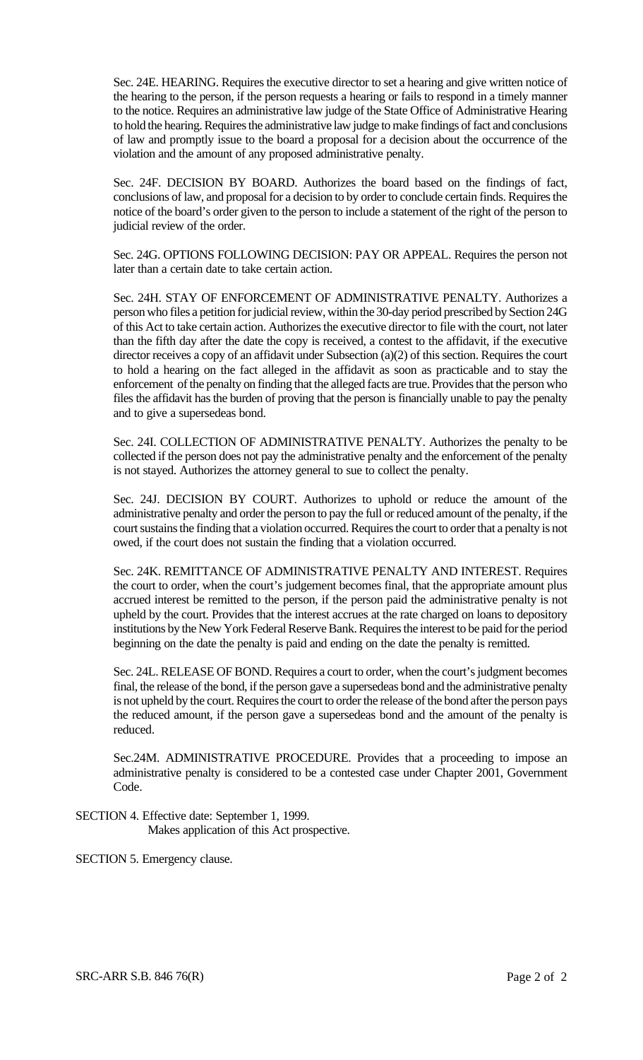Sec. 24E. HEARING. Requires the executive director to set a hearing and give written notice of the hearing to the person, if the person requests a hearing or fails to respond in a timely manner to the notice. Requires an administrative law judge of the State Office of Administrative Hearing to hold the hearing. Requires the administrative law judge to make findings of fact and conclusions of law and promptly issue to the board a proposal for a decision about the occurrence of the violation and the amount of any proposed administrative penalty.

Sec. 24F. DECISION BY BOARD. Authorizes the board based on the findings of fact, conclusions of law, and proposal for a decision to by order to conclude certain finds. Requires the notice of the board's order given to the person to include a statement of the right of the person to judicial review of the order.

Sec. 24G. OPTIONS FOLLOWING DECISION: PAY OR APPEAL. Requires the person not later than a certain date to take certain action.

Sec. 24H. STAY OF ENFORCEMENT OF ADMINISTRATIVE PENALTY. Authorizes a person who files a petition for judicial review, within the 30-day period prescribed by Section 24G of this Act to take certain action. Authorizes the executive director to file with the court, not later than the fifth day after the date the copy is received, a contest to the affidavit, if the executive director receives a copy of an affidavit under Subsection (a)(2) of this section. Requires the court to hold a hearing on the fact alleged in the affidavit as soon as practicable and to stay the enforcement of the penalty on finding that the alleged facts are true. Provides that the person who files the affidavit has the burden of proving that the person is financially unable to pay the penalty and to give a supersedeas bond.

Sec. 24I. COLLECTION OF ADMINISTRATIVE PENALTY. Authorizes the penalty to be collected if the person does not pay the administrative penalty and the enforcement of the penalty is not stayed. Authorizes the attorney general to sue to collect the penalty.

Sec. 24J. DECISION BY COURT. Authorizes to uphold or reduce the amount of the administrative penalty and order the person to pay the full or reduced amount of the penalty, if the court sustains the finding that a violation occurred. Requires the court to order that a penalty is not owed, if the court does not sustain the finding that a violation occurred.

Sec. 24K. REMITTANCE OF ADMINISTRATIVE PENALTY AND INTEREST. Requires the court to order, when the court's judgement becomes final, that the appropriate amount plus accrued interest be remitted to the person, if the person paid the administrative penalty is not upheld by the court. Provides that the interest accrues at the rate charged on loans to depository institutions by the New York Federal Reserve Bank. Requires the interest to be paid for the period beginning on the date the penalty is paid and ending on the date the penalty is remitted.

Sec. 24L. RELEASE OF BOND. Requires a court to order, when the court's judgment becomes final, the release of the bond, if the person gave a supersedeas bond and the administrative penalty is not upheld by the court. Requires the court to order the release of the bond after the person pays the reduced amount, if the person gave a supersedeas bond and the amount of the penalty is reduced.

Sec.24M. ADMINISTRATIVE PROCEDURE. Provides that a proceeding to impose an administrative penalty is considered to be a contested case under Chapter 2001, Government Code.

SECTION 4. Effective date: September 1, 1999.
Makes application of this Act prospective.

SECTION 5. Emergency clause.

SRC-ARR S.B. 846 76(R)